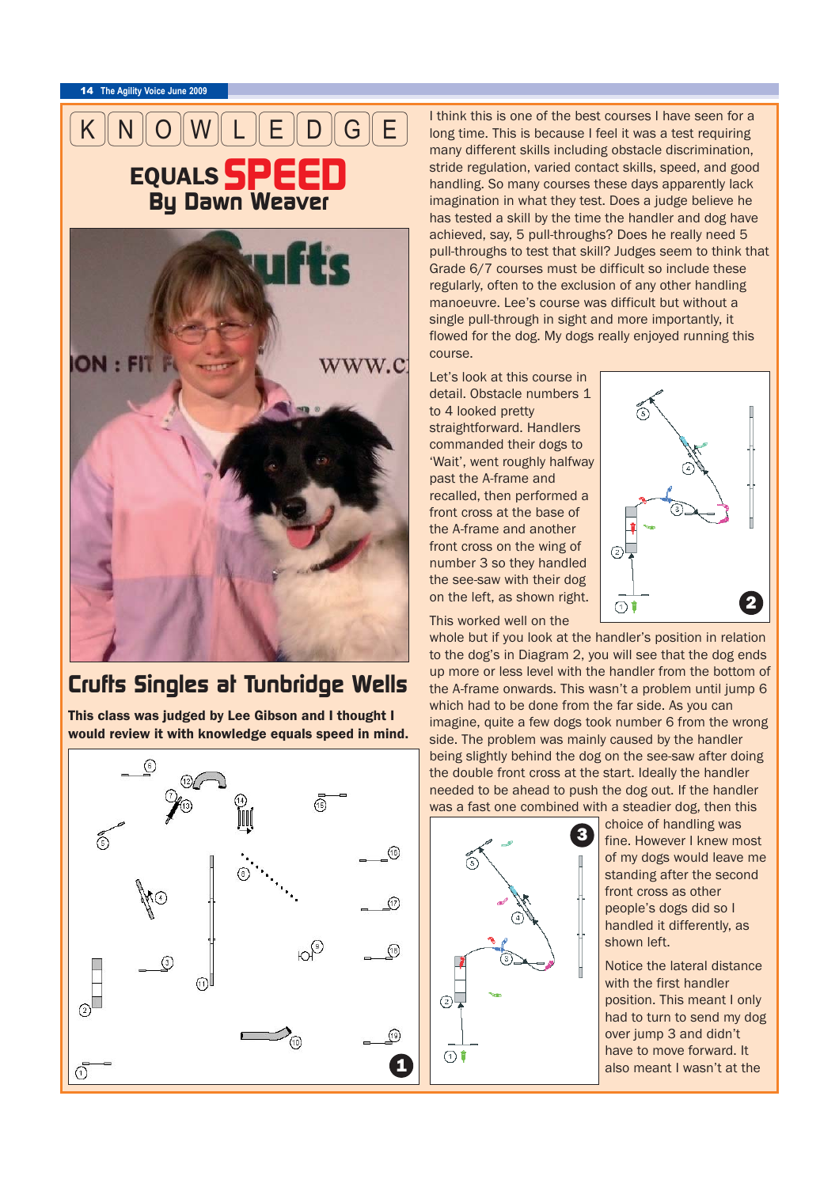# KNOWLEDGE EQUALS SPEED

## By Dawn Weaver

## Crufts Singles at Tunbridge Wells

**This class was judged by Lee Gibson and I thought I would review it with knowledge equals speed in mind.**

I think this is one of the best courses I have seen for a long time. This is because I feel it was a test requiring many different skills including obstacle discrimination, stride regulation, varied contact skills, speed, and good handling. So many courses these days apparently lack imagination in what they test. Does a judge believe he has tested a skill by the time the handler and dog have achieved, say, 5 pull-throughs? Does he really need 5 pull-throughs to test that skill? Judges seem to think that Grade 6/7 courses must be difficult so include these regularly, often to the exclusion of any other handling manoeuvre. Lee's course was difficult but without a single pull-through in sight and more importantly, it flowed for the dog. My dogs really enjoyed running this course.

Let's look at this course in detail. Obstacle numbers 1 to 4 looked pretty straightforward. Handlers commanded their dogs to 'Wait', went roughly halfway past the A-frame and recalled, then performed a front cross at the base of the A-frame and another front cross on the wing of number 3 so they handled the see-saw with their dog on the left, as shown right.

This worked well on the whole but if you look at the handler's position in relation to the dog's in Diagram 2, you will see that the dog ends up more or less level with the handler from the bottom of the A-frame onwards. This wasn't a problem until jump 6 which had to be done from the far side. As you can imagine, quite a few dogs took number 6 from the wrong side. The problem was mainly caused by the handler being slightly behind the dog on the see-saw after doing the double front cross at the start. Ideally the handler needed to be ahead to push the dog out. If the handler was a fast one combined with a steadier dog, then this choice of handling was fine. However I knew most of my dogs would leave me standing after the second front cross as other people's dogs did so I handled it differently, as shown left.

Notice the lateral distance with the first handler position. This meant I only had to turn to send my dog over jump 3 and didn't have to move forward. It also meant I wasn't at the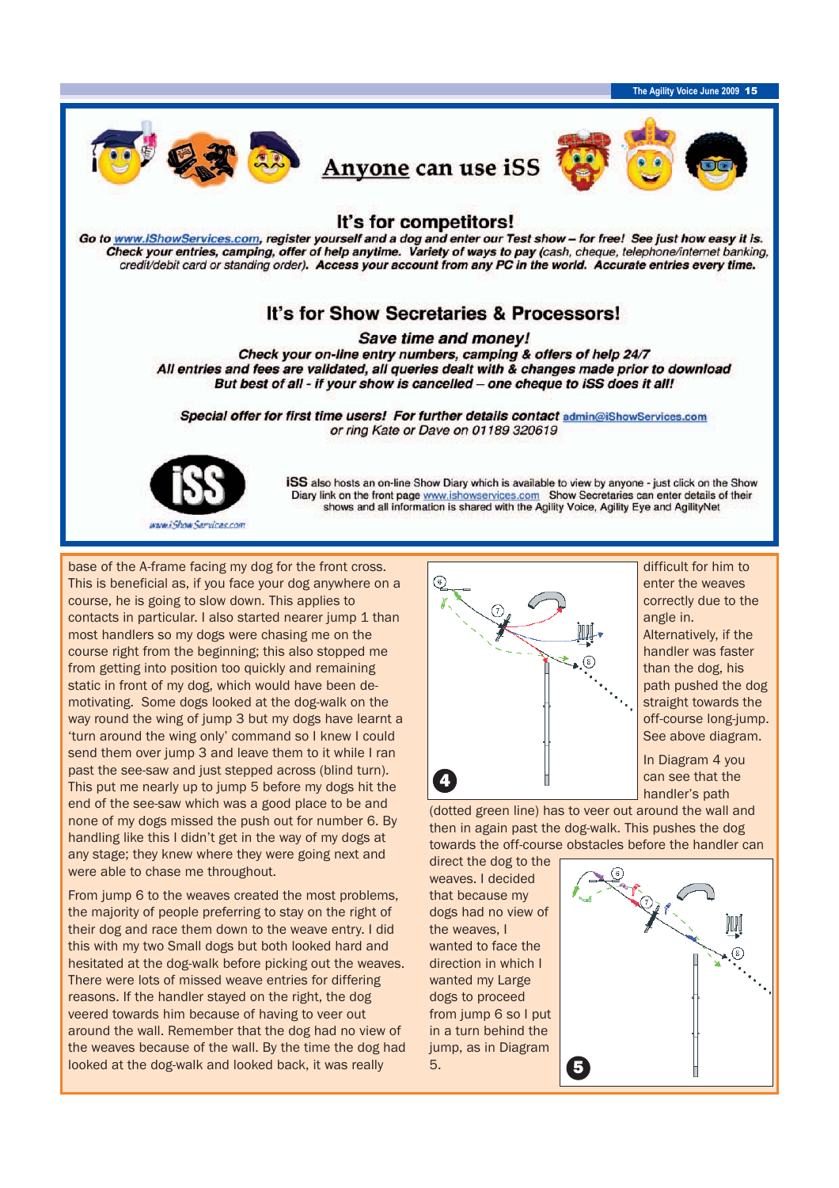# Anyone can use iSS

## It's for competitors!

***Go to www.iShowServices.com, register yourself and a dog and enter our Test show – for free! See just how easy it is. Check your entries, camping, offer of help anytime. Variety of ways to pay** (cash, cheque, telephone/internet banking, credit/debit card or standing order). **Access your account from any PC in the world. Accurate entries every time.***

## It's for Show Secretaries & Processors!

***Save time and money!***

***Check your on-line entry numbers, camping & offers of help 24/7***
***All entries and fees are validated, all queries dealt with & changes made prior to download***
***But best of all - if your show is cancelled – one cheque to iSS does it all!***

***Special offer for first time users! For further details contact admin@iShowServices.com***
*or ring Kate or Dave on 01189 320619*

iSS

www.iShowServices.com

**iSS** also hosts an on-line Show Diary which is available to view by anyone - just click on the Show Diary link on the front page www.ishowservices.com Show Secretaries can enter details of their shows and all information is shared with the Agility Voice, Agility Eye and AgilityNet

---

base of the A-frame facing my dog for the front cross. This is beneficial as, if you face your dog anywhere on a course, he is going to slow down. This applies to contacts in particular. I also started nearer jump 1 than most handlers so my dogs were chasing me on the course right from the beginning; this also stopped me from getting into position too quickly and remaining static in front of my dog, which would have been de-motivating. Some dogs looked at the dog-walk on the way round the wing of jump 3 but my dogs have learnt a 'turn around the wing only' command so I knew I could send them over jump 3 and leave them to it while I ran past the see-saw and just stepped across (blind turn). This put me nearly up to jump 5 before my dogs hit the end of the see-saw which was a good place to be and none of my dogs missed the push out for number 6. By handling like this I didn't get in the way of my dogs at any stage; they knew where they were going next and were able to chase me throughout.

From jump 6 to the weaves created the most problems, the majority of people preferring to stay on the right of their dog and race them down to the weave entry. I did this with my two Small dogs but both looked hard and hesitated at the dog-walk before picking out the weaves. There were lots of missed weave entries for differing reasons. If the handler stayed on the right, the dog veered towards him because of having to veer out around the wall. Remember that the dog had no view of the weaves because of the wall. By the time the dog had looked at the dog-walk and looked back, it was really difficult for him to enter the weaves correctly due to the angle in. Alternatively, if the handler was faster than the dog, his path pushed the dog straight towards the off-course long-jump. See above diagram.

4

In Diagram 4 you can see that the handler's path (dotted green line) has to veer out around the wall and then in again past the dog-walk. This pushes the dog towards the off-course obstacles before the handler can direct the dog to the weaves. I decided that because my dogs had no view of the weaves, I wanted to face the direction in which I wanted my Large dogs to proceed from jump 6 so I put in a turn behind the jump, as in Diagram 5.

5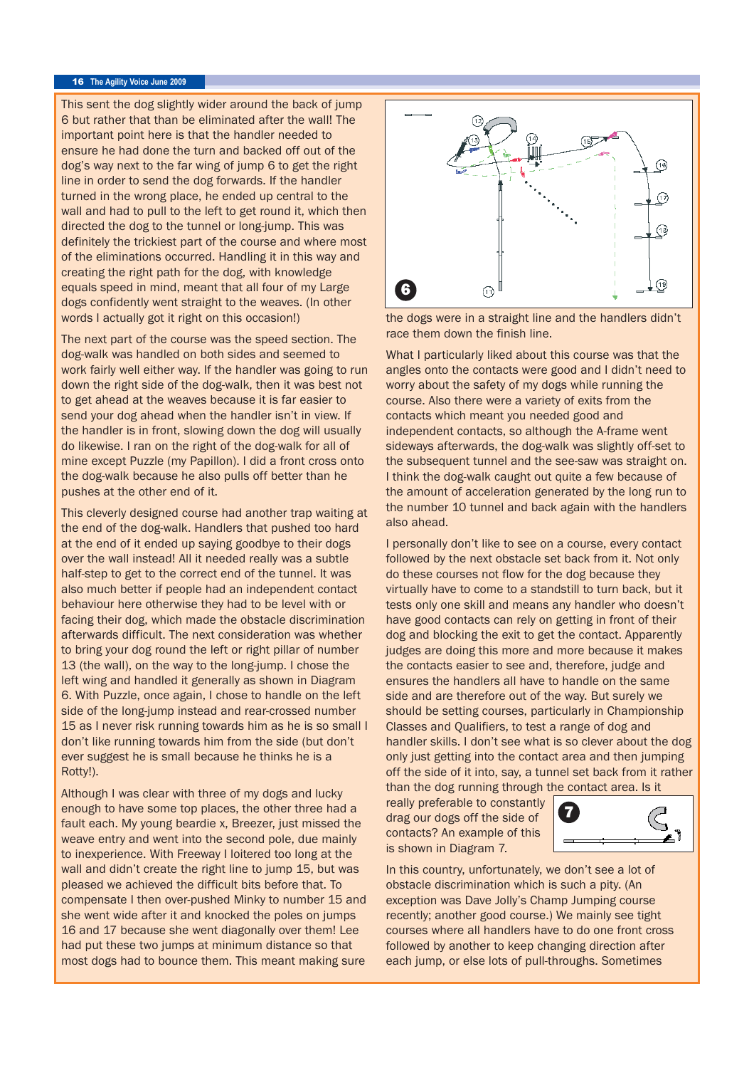This sent the dog slightly wider around the back of jump 6 but rather that than be eliminated after the wall! The important point here is that the handler needed to ensure he had done the turn and backed off out of the dog's way next to the far wing of jump 6 to get the right line in order to send the dog forwards. If the handler turned in the wrong place, he ended up central to the wall and had to pull to the left to get round it, which then directed the dog to the tunnel or long-jump. This was definitely the trickiest part of the course and where most of the eliminations occurred. Handling it in this way and creating the right path for the dog, with knowledge equals speed in mind, meant that all four of my Large dogs confidently went straight to the weaves. (In other words I actually got it right on this occasion!)

The next part of the course was the speed section. The dog-walk was handled on both sides and seemed to work fairly well either way. If the handler was going to run down the right side of the dog-walk, then it was best not to get ahead at the weaves because it is far easier to send your dog ahead when the handler isn't in view. If the handler is in front, slowing down the dog will usually do likewise. I ran on the right of the dog-walk for all of mine except Puzzle (my Papillon). I did a front cross onto the dog-walk because he also pulls off better than he pushes at the other end of it.

This cleverly designed course had another trap waiting at the end of the dog-walk. Handlers that pushed too hard at the end of it ended up saying goodbye to their dogs over the wall instead! All it needed really was a subtle half-step to get to the correct end of the tunnel. It was also much better if people had an independent contact behaviour here otherwise they had to be level with or facing their dog, which made the obstacle discrimination afterwards difficult. The next consideration was whether to bring your dog round the left or right pillar of number 13 (the wall), on the way to the long-jump. I chose the left wing and handled it generally as shown in Diagram 6. With Puzzle, once again, I chose to handle on the left side of the long-jump instead and rear-crossed number 15 as I never risk running towards him as he is so small I don't like running towards him from the side (but don't ever suggest he is small because he thinks he is a Rotty!).

Although I was clear with three of my dogs and lucky enough to have some top places, the other three had a fault each. My young beardie x, Breezer, just missed the weave entry and went into the second pole, due mainly to inexperience. With Freeway I loitered too long at the wall and didn't create the right line to jump 15, but was pleased we achieved the difficult bits before that. To compensate I then over-pushed Minky to number 15 and she went wide after it and knocked the poles on jumps 16 and 17 because she went diagonally over them! Lee had put these two jumps at minimum distance so that most dogs had to bounce them. This meant making sure the dogs were in a straight line and the handlers didn't race them down the finish line.

What I particularly liked about this course was that the angles onto the contacts were good and I didn't need to worry about the safety of my dogs while running the course. Also there were a variety of exits from the contacts which meant you needed good and independent contacts, so although the A-frame went sideways afterwards, the dog-walk was slightly off-set to the subsequent tunnel and the see-saw was straight on. I think the dog-walk caught out quite a few because of the amount of acceleration generated by the long run to the number 10 tunnel and back again with the handlers also ahead.

I personally don't like to see on a course, every contact followed by the next obstacle set back from it. Not only do these courses not flow for the dog because they virtually have to come to a standstill to turn back, but it tests only one skill and means any handler who doesn't have good contacts can rely on getting in front of their dog and blocking the exit to get the contact. Apparently judges are doing this more and more because it makes the contacts easier to see and, therefore, judge and ensures the handlers all have to handle on the same side and are therefore out of the way. But surely we should be setting courses, particularly in Championship Classes and Qualifiers, to test a range of dog and handler skills. I don't see what is so clever about the dog only just getting into the contact area and then jumping off the side of it into, say, a tunnel set back from it rather than the dog running through the contact area. Is it really preferable to constantly drag our dogs off the side of contacts? An example of this is shown in Diagram 7.

In this country, unfortunately, we don't see a lot of obstacle discrimination which is such a pity. (An exception was Dave Jolly's Champ Jumping course recently; another good course.) We mainly see tight courses where all handlers have to do one front cross followed by another to keep changing direction after each jump, or else lots of pull-throughs. Sometimes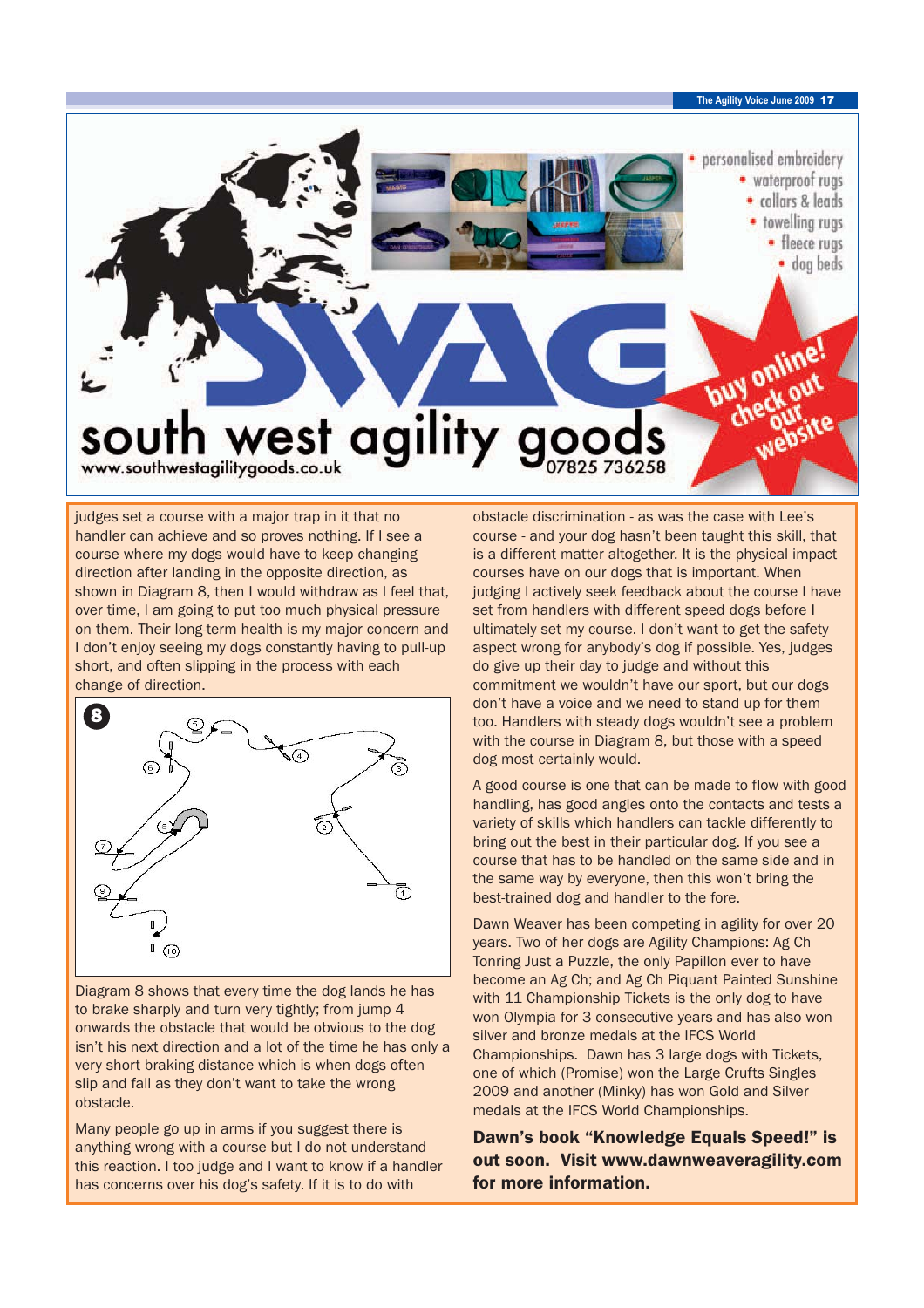south west agility goods

www.southwestagilitygoods.co.uk 07825 736258

- personalised embroidery
- waterproof rugs
- collars & leads
- towelling rugs
- fleece rugs
- dog beds

buy online! check out our website

judges set a course with a major trap in it that no handler can achieve and so proves nothing. If I see a course where my dogs would have to keep changing direction after landing in the opposite direction, as shown in Diagram 8, then I would withdraw as I feel that, over time, I am going to put too much physical pressure on them. Their long-term health is my major concern and I don't enjoy seeing my dogs constantly having to pull-up short, and often slipping in the process with each change of direction.

8

5
4
3
6
2
8
7
1
9
10

Diagram 8 shows that every time the dog lands he has to brake sharply and turn very tightly; from jump 4 onwards the obstacle that would be obvious to the dog isn't his next direction and a lot of the time he has only a very short braking distance which is when dogs often slip and fall as they don't want to take the wrong obstacle.

Many people go up in arms if you suggest there is anything wrong with a course but I do not understand this reaction. I too judge and I want to know if a handler has concerns over his dog's safety. If it is to do with obstacle discrimination - as was the case with Lee's course - and your dog hasn't been taught this skill, that is a different matter altogether. It is the physical impact courses have on our dogs that is important. When judging I actively seek feedback about the course I have set from handlers with different speed dogs before I ultimately set my course. I don't want to get the safety aspect wrong for anybody's dog if possible. Yes, judges do give up their day to judge and without this commitment we wouldn't have our sport, but our dogs don't have a voice and we need to stand up for them too. Handlers with steady dogs wouldn't see a problem with the course in Diagram 8, but those with a speed dog most certainly would.

A good course is one that can be made to flow with good handling, has good angles onto the contacts and tests a variety of skills which handlers can tackle differently to bring out the best in their particular dog. If you see a course that has to be handled on the same side and in the same way by everyone, then this won't bring the best-trained dog and handler to the fore.

Dawn Weaver has been competing in agility for over 20 years. Two of her dogs are Agility Champions: Ag Ch Tonring Just a Puzzle, the only Papillon ever to have become an Ag Ch; and Ag Ch Piquant Painted Sunshine with 11 Championship Tickets is the only dog to have won Olympia for 3 consecutive years and has also won silver and bronze medals at the IFCS World Championships. Dawn has 3 large dogs with Tickets, one of which (Promise) won the Large Crufts Singles 2009 and another (Minky) has won Gold and Silver medals at the IFCS World Championships.

**Dawn's book "Knowledge Equals Speed!" is out soon. Visit www.dawnweaveragility.com for more information.**